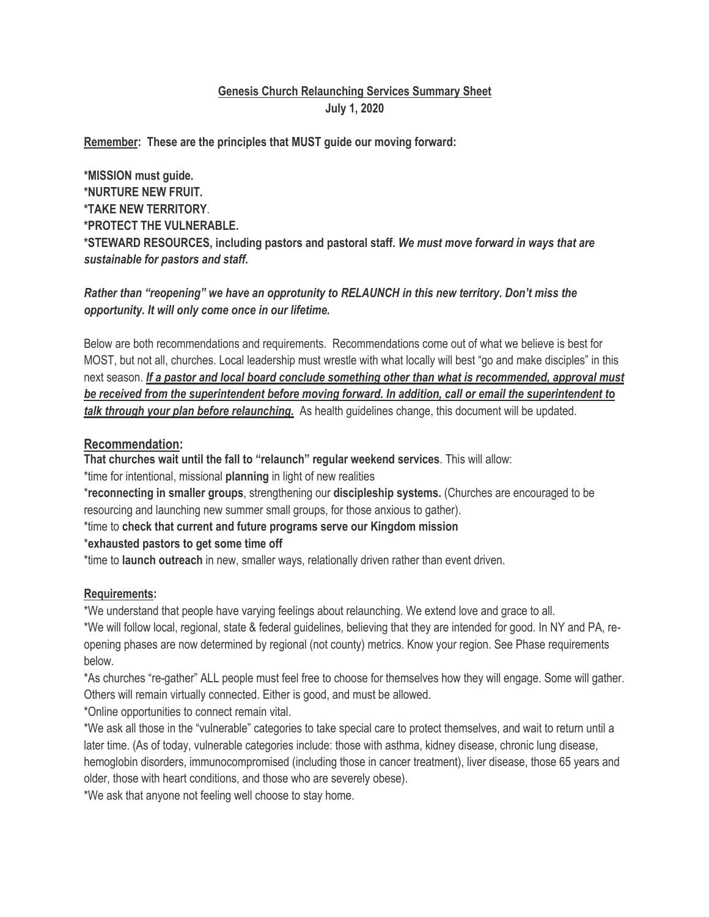**<u>Genesis Church Relaunching Services Summary Sheet</u>**
**July 1, 2020**

**<u>Remember</u>: These are the principles that MUST guide our moving forward:**

***MISSION must guide.**
***NURTURE NEW FRUIT.**
***TAKE NEW TERRITORY**.
***PROTECT THE VULNERABLE.**
***STEWARD RESOURCES, including pastors and pastoral staff.** ***We must move forward in ways that are sustainable for pastors and staff.***

***Rather than "reopening" we have an opprotunity to RELAUNCH in this new territory. Don't miss the opportunity. It will only come once in our lifetime.***

Below are both recommendations and requirements. Recommendations come out of what we believe is best for MOST, but not all, churches. Local leadership must wrestle with what locally will best "go and make disciples" in this next season. ***<u>If a pastor and local board conclude something other than what is recommended, approval must be received from the superintendent before moving forward. In addition, call or email the superintendent to talk through your plan before relaunching.</u>*** As health guidelines change, this document will be updated.

## <u>Recommendation</u>:

**That churches wait until the fall to "relaunch" regular weekend services**. This will allow:
*time for intentional, missional **planning** in light of new realities
***reconnecting in smaller groups**, strengthening our **discipleship systems.** (Churches are encouraged to be resourcing and launching new summer small groups, for those anxious to gather).
*time to **check that current and future programs serve our Kingdom mission**
***exhausted pastors to get some time off**
*time to **launch outreach** in new, smaller ways, relationally driven rather than event driven.

**<u>Requirements</u>:**

*We understand that people have varying feelings about relaunching. We extend love and grace to all.
*We will follow local, regional, state & federal guidelines, believing that they are intended for good. In NY and PA, re-opening phases are now determined by regional (not county) metrics. Know your region. See Phase requirements below.
*As churches "re-gather" ALL people must feel free to choose for themselves how they will engage. Some will gather. Others will remain virtually connected. Either is good, and must be allowed.
*Online opportunities to connect remain vital.
*We ask all those in the "vulnerable" categories to take special care to protect themselves, and wait to return until a later time. (As of today, vulnerable categories include: those with asthma, kidney disease, chronic lung disease, hemoglobin disorders, immunocompromised (including those in cancer treatment), liver disease, those 65 years and older, those with heart conditions, and those who are severely obese).
*We ask that anyone not feeling well choose to stay home.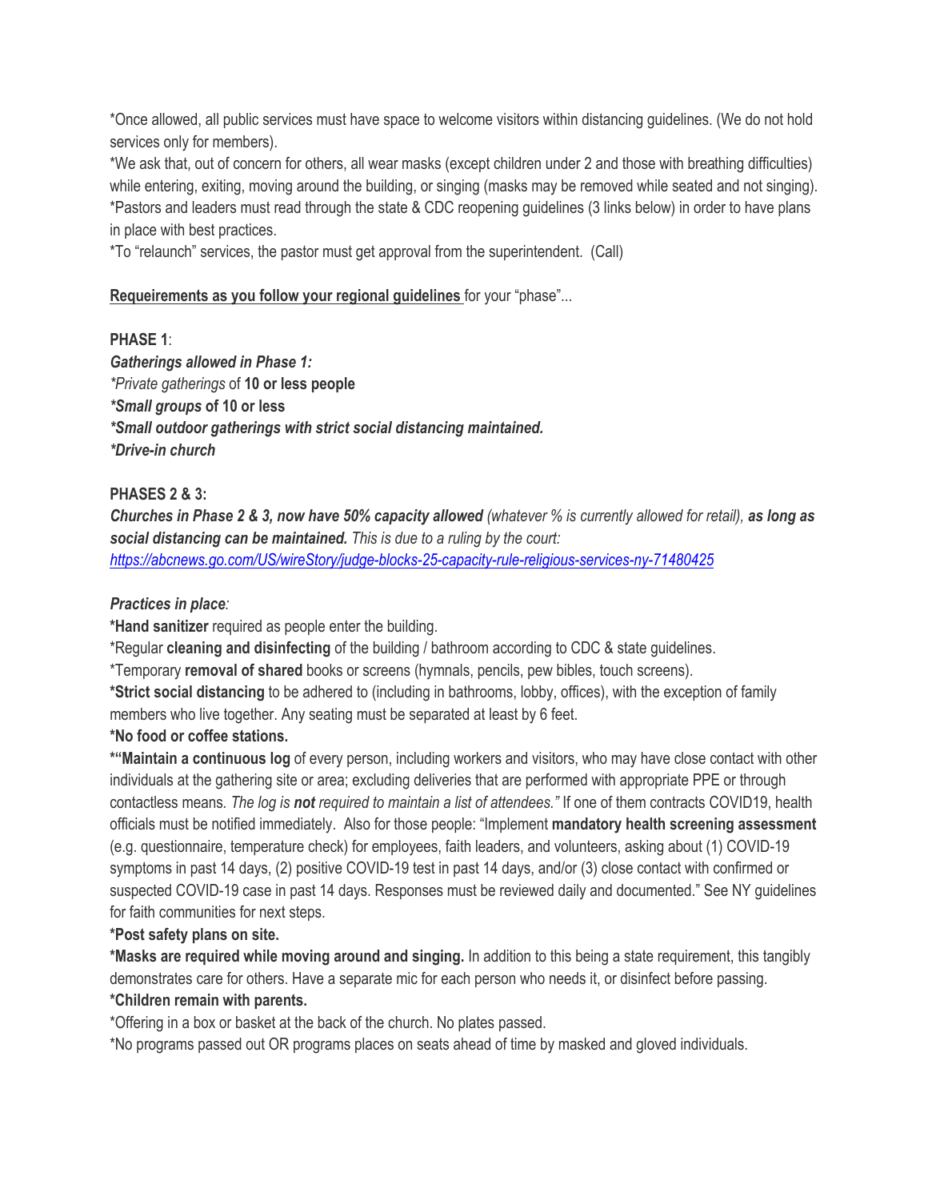*Once allowed, all public services must have space to welcome visitors within distancing guidelines. (We do not hold services only for members).
*We ask that, out of concern for others, all wear masks (except children under 2 and those with breathing difficulties) while entering, exiting, moving around the building, or singing (masks may be removed while seated and not singing).
*Pastors and leaders must read through the state & CDC reopening guidelines (3 links below) in order to have plans in place with best practices.
*To "relaunch" services, the pastor must get approval from the superintendent. (Call)

<u>**Requeirements as you follow your regional guidelines**</u> for your "phase"...

**PHASE 1**:
***Gatherings allowed in Phase 1:***
**Private gatherings* of **10 or less people**
***Small groups* of 10 or less**
***Small outdoor gatherings with strict social distancing maintained.***
***Drive-in church***

**PHASES 2 & 3:**
***Churches in Phase 2 & 3, now have 50% capacity allowed*** *(whatever % is currently allowed for retail),* ***as long as social distancing can be maintained.*** *This is due to a ruling by the court:*
*https://abcnews.go.com/US/wireStory/judge-blocks-25-capacity-rule-religious-services-ny-71480425*

***Practices in place**:*
***Hand sanitizer** required as people enter the building.
*Regular **cleaning and disinfecting** of the building / bathroom according to CDC & state guidelines.
*Temporary **removal of shared** books or screens (hymnals, pencils, pew bibles, touch screens).
***Strict social distancing** to be adhered to (including in bathrooms, lobby, offices), with the exception of family members who live together. Any seating must be separated at least by 6 feet.
***No food or coffee stations.**
***"Maintain a continuous log** of every person, including workers and visitors, who may have close contact with other individuals at the gathering site or area; excluding deliveries that are performed with appropriate PPE or through contactless means. *The log is **not** required to maintain a list of attendees."* If one of them contracts COVID19, health officials must be notified immediately. Also for those people: "Implement **mandatory health screening assessment** (e.g. questionnaire, temperature check) for employees, faith leaders, and volunteers, asking about (1) COVID-19 symptoms in past 14 days, (2) positive COVID-19 test in past 14 days, and/or (3) close contact with confirmed or suspected COVID-19 case in past 14 days. Responses must be reviewed daily and documented." See NY guidelines for faith communities for next steps.
***Post safety plans on site.**
***Masks are required while moving around and singing.** In addition to this being a state requirement, this tangibly demonstrates care for others. Have a separate mic for each person who needs it, or disinfect before passing.
***Children remain with parents.**
*Offering in a box or basket at the back of the church. No plates passed.
*No programs passed out OR programs places on seats ahead of time by masked and gloved individuals.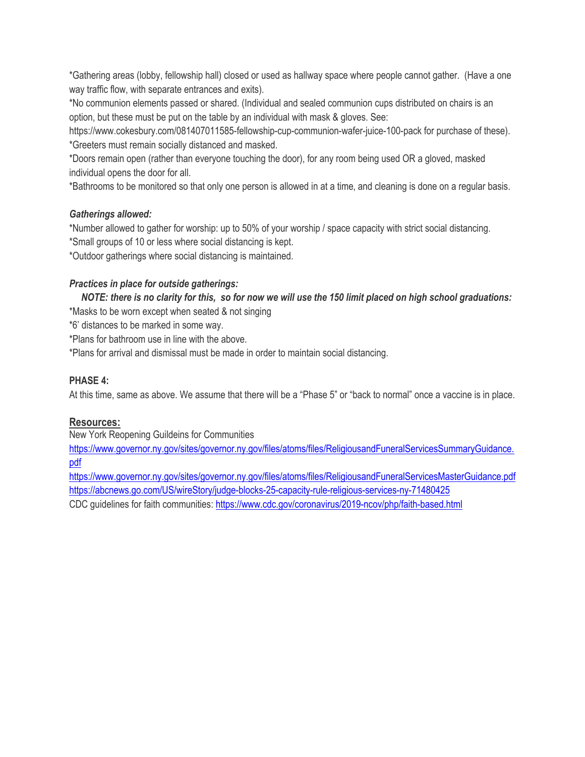*Gathering areas (lobby, fellowship hall) closed or used as hallway space where people cannot gather. (Have a one way traffic flow, with separate entrances and exits).
*No communion elements passed or shared. (Individual and sealed communion cups distributed on chairs is an option, but these must be put on the table by an individual with mask & gloves. See: https://www.cokesbury.com/081407011585-fellowship-cup-communion-wafer-juice-100-pack for purchase of these).
*Greeters must remain socially distanced and masked.
*Doors remain open (rather than everyone touching the door), for any room being used OR a gloved, masked individual opens the door for all.
*Bathrooms to be monitored so that only one person is allowed in at a time, and cleaning is done on a regular basis.

***Gatherings allowed:***
*Number allowed to gather for worship: up to 50% of your worship / space capacity with strict social distancing.
*Small groups of 10 or less where social distancing is kept.
*Outdoor gatherings where social distancing is maintained.

***Practices in place for outside gatherings:***

***NOTE: there is no clarity for this, so for now we will use the 150 limit placed on high school graduations:***
*Masks to be worn except when seated & not singing
*6' distances to be marked in some way.
*Plans for bathroom use in line with the above.
*Plans for arrival and dismissal must be made in order to maintain social distancing.

**PHASE 4:**
At this time, same as above. We assume that there will be a "Phase 5" or "back to normal" once a vaccine is in place.

**<u>Resources:</u>**
New York Reopening Guildeins for Communities
https://www.governor.ny.gov/sites/governor.ny.gov/files/atoms/files/ReligiousandFuneralServicesSummaryGuidance.pdf
https://www.governor.ny.gov/sites/governor.ny.gov/files/atoms/files/ReligiousandFuneralServicesMasterGuidance.pdf
https://abcnews.go.com/US/wireStory/judge-blocks-25-capacity-rule-religious-services-ny-71480425
CDC guidelines for faith communities: https://www.cdc.gov/coronavirus/2019-ncov/php/faith-based.html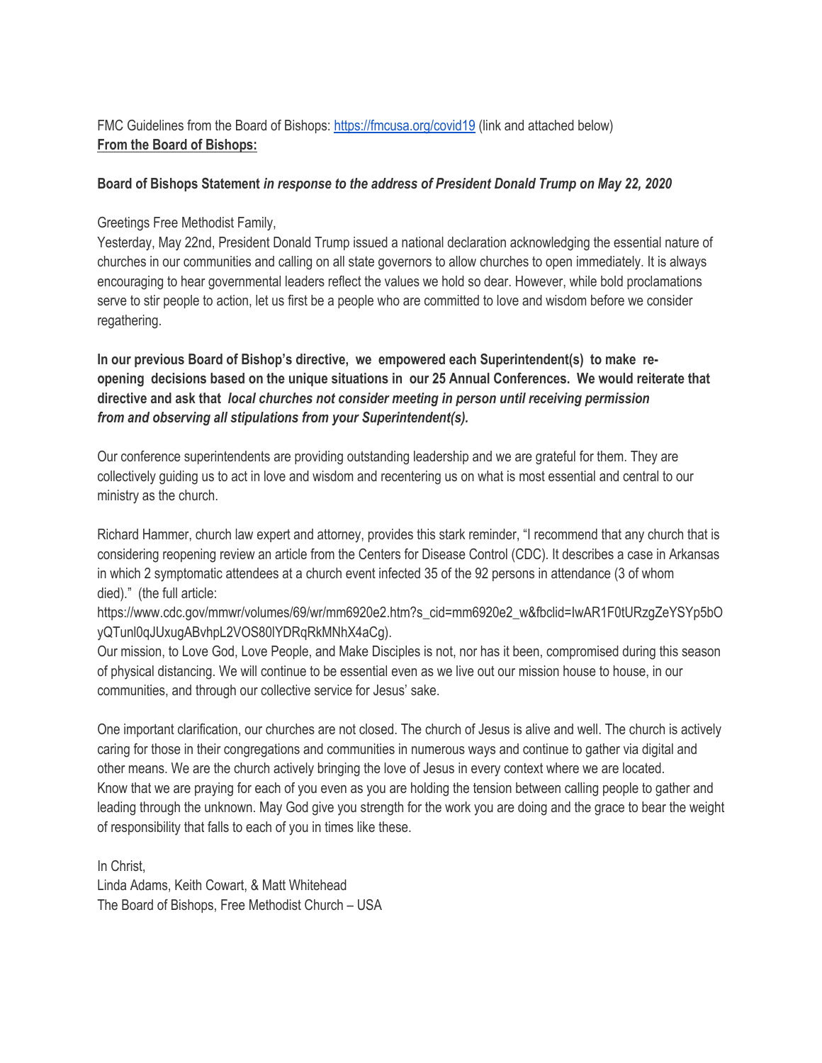FMC Guidelines from the Board of Bishops: [https://fmcusa.org/covid19](https://fmcusa.org/covid19) (link and attached below)
**<u>From the Board of Bishops:</u>**

**Board of Bishops Statement** ***in response to the address of President Donald Trump on May 22, 2020***

Greetings Free Methodist Family,
Yesterday, May 22nd, President Donald Trump issued a national declaration acknowledging the essential nature of churches in our communities and calling on all state governors to allow churches to open immediately. It is always encouraging to hear governmental leaders reflect the values we hold so dear. However, while bold proclamations serve to stir people to action, let us first be a people who are committed to love and wisdom before we consider regathering.

**In our previous Board of Bishop's directive, we empowered each Superintendent(s) to make re-opening decisions based on the unique situations in our 25 Annual Conferences. We would reiterate that directive and ask that** ***local churches not consider meeting in person until receiving permission from and observing all stipulations from your Superintendent(s).***

Our conference superintendents are providing outstanding leadership and we are grateful for them. They are collectively guiding us to act in love and wisdom and recentering us on what is most essential and central to our ministry as the church.

Richard Hammer, church law expert and attorney, provides this stark reminder, "I recommend that any church that is considering reopening review an article from the Centers for Disease Control (CDC). It describes a case in Arkansas in which 2 symptomatic attendees at a church event infected 35 of the 92 persons in attendance (3 of whom died)." (the full article:
https://www.cdc.gov/mmwr/volumes/69/wr/mm6920e2.htm?s_cid=mm6920e2_w&fbclid=IwAR1F0tURzgZeYSYp5bOyQTunl0qJUxugABvhpL2VOS80lYDRqRkMNhX4aCg).
Our mission, to Love God, Love People, and Make Disciples is not, nor has it been, compromised during this season of physical distancing. We will continue to be essential even as we live out our mission house to house, in our communities, and through our collective service for Jesus' sake.

One important clarification, our churches are not closed. The church of Jesus is alive and well. The church is actively caring for those in their congregations and communities in numerous ways and continue to gather via digital and other means. We are the church actively bringing the love of Jesus in every context where we are located.
Know that we are praying for each of you even as you are holding the tension between calling people to gather and leading through the unknown. May God give you strength for the work you are doing and the grace to bear the weight of responsibility that falls to each of you in times like these.

In Christ,
Linda Adams, Keith Cowart, & Matt Whitehead
The Board of Bishops, Free Methodist Church – USA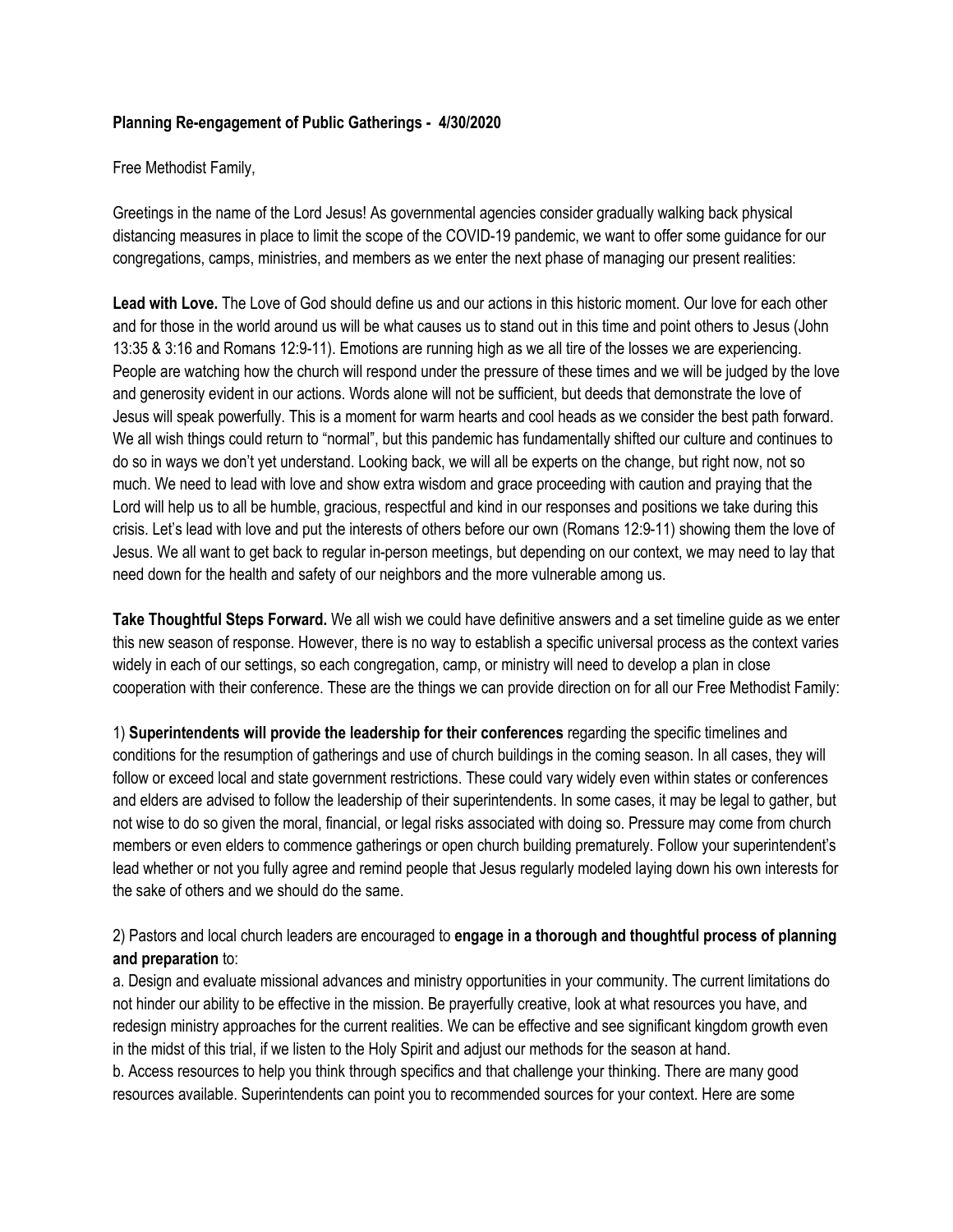**Planning Re-engagement of Public Gatherings - 4/30/2020**

Free Methodist Family,

Greetings in the name of the Lord Jesus! As governmental agencies consider gradually walking back physical distancing measures in place to limit the scope of the COVID-19 pandemic, we want to offer some guidance for our congregations, camps, ministries, and members as we enter the next phase of managing our present realities:

**Lead with Love.** The Love of God should define us and our actions in this historic moment. Our love for each other and for those in the world around us will be what causes us to stand out in this time and point others to Jesus (John 13:35 & 3:16 and Romans 12:9-11). Emotions are running high as we all tire of the losses we are experiencing. People are watching how the church will respond under the pressure of these times and we will be judged by the love and generosity evident in our actions. Words alone will not be sufficient, but deeds that demonstrate the love of Jesus will speak powerfully. This is a moment for warm hearts and cool heads as we consider the best path forward. We all wish things could return to "normal", but this pandemic has fundamentally shifted our culture and continues to do so in ways we don't yet understand. Looking back, we will all be experts on the change, but right now, not so much. We need to lead with love and show extra wisdom and grace proceeding with caution and praying that the Lord will help us to all be humble, gracious, respectful and kind in our responses and positions we take during this crisis. Let's lead with love and put the interests of others before our own (Romans 12:9-11) showing them the love of Jesus. We all want to get back to regular in-person meetings, but depending on our context, we may need to lay that need down for the health and safety of our neighbors and the more vulnerable among us.

**Take Thoughtful Steps Forward.** We all wish we could have definitive answers and a set timeline guide as we enter this new season of response. However, there is no way to establish a specific universal process as the context varies widely in each of our settings, so each congregation, camp, or ministry will need to develop a plan in close cooperation with their conference. These are the things we can provide direction on for all our Free Methodist Family:

1) **Superintendents will provide the leadership for their conferences** regarding the specific timelines and conditions for the resumption of gatherings and use of church buildings in the coming season. In all cases, they will follow or exceed local and state government restrictions. These could vary widely even within states or conferences and elders are advised to follow the leadership of their superintendents. In some cases, it may be legal to gather, but not wise to do so given the moral, financial, or legal risks associated with doing so. Pressure may come from church members or even elders to commence gatherings or open church building prematurely. Follow your superintendent's lead whether or not you fully agree and remind people that Jesus regularly modeled laying down his own interests for the sake of others and we should do the same.

2) Pastors and local church leaders are encouraged to **engage in a thorough and thoughtful process of planning and preparation** to:

a. Design and evaluate missional advances and ministry opportunities in your community. The current limitations do not hinder our ability to be effective in the mission. Be prayerfully creative, look at what resources you have, and redesign ministry approaches for the current realities. We can be effective and see significant kingdom growth even in the midst of this trial, if we listen to the Holy Spirit and adjust our methods for the season at hand.

b. Access resources to help you think through specifics and that challenge your thinking. There are many good resources available. Superintendents can point you to recommended sources for your context. Here are some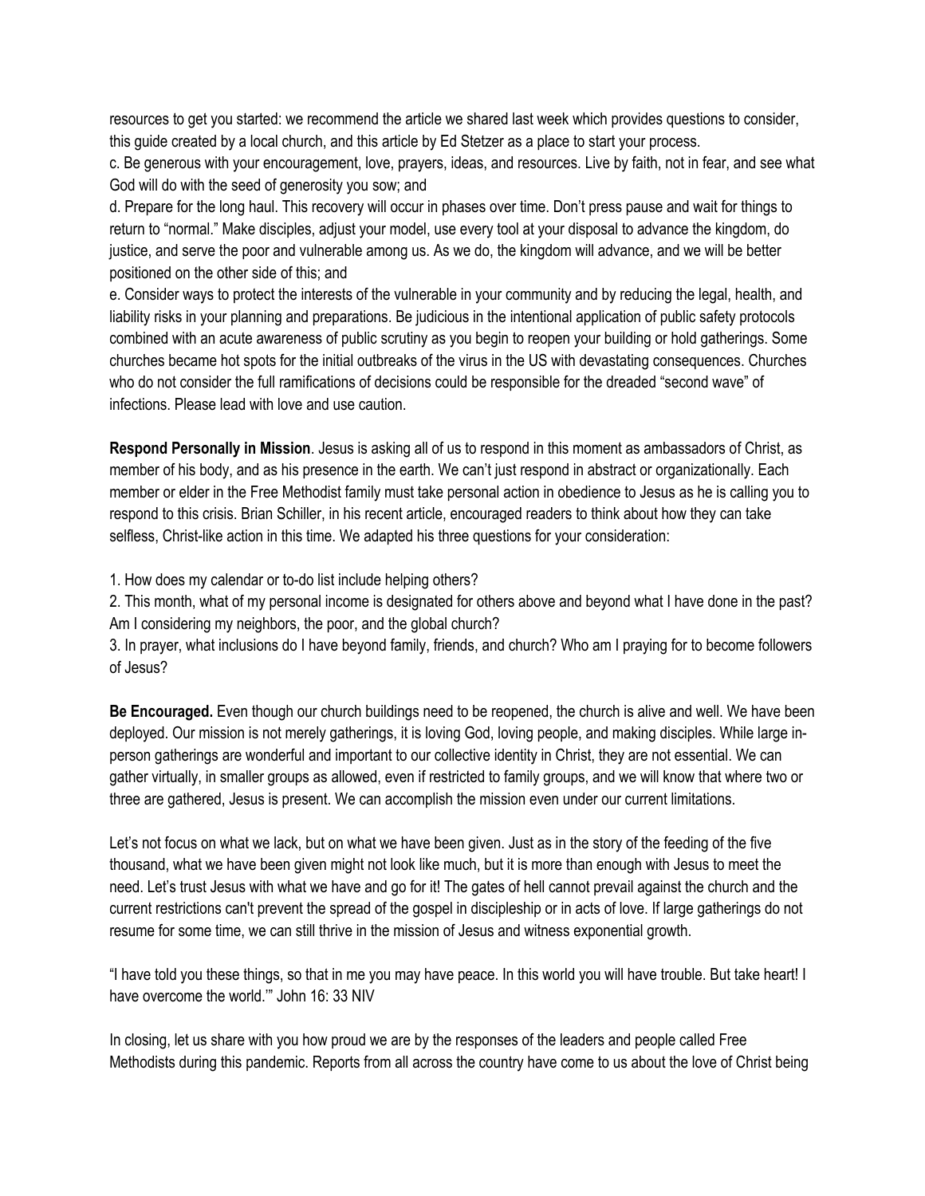resources to get you started: we recommend the article we shared last week which provides questions to consider, this guide created by a local church, and this article by Ed Stetzer as a place to start your process.

c. Be generous with your encouragement, love, prayers, ideas, and resources. Live by faith, not in fear, and see what God will do with the seed of generosity you sow; and

d. Prepare for the long haul. This recovery will occur in phases over time. Don't press pause and wait for things to return to "normal." Make disciples, adjust your model, use every tool at your disposal to advance the kingdom, do justice, and serve the poor and vulnerable among us. As we do, the kingdom will advance, and we will be better positioned on the other side of this; and

e. Consider ways to protect the interests of the vulnerable in your community and by reducing the legal, health, and liability risks in your planning and preparations. Be judicious in the intentional application of public safety protocols combined with an acute awareness of public scrutiny as you begin to reopen your building or hold gatherings. Some churches became hot spots for the initial outbreaks of the virus in the US with devastating consequences. Churches who do not consider the full ramifications of decisions could be responsible for the dreaded "second wave" of infections. Please lead with love and use caution.

**Respond Personally in Mission**. Jesus is asking all of us to respond in this moment as ambassadors of Christ, as member of his body, and as his presence in the earth. We can't just respond in abstract or organizationally. Each member or elder in the Free Methodist family must take personal action in obedience to Jesus as he is calling you to respond to this crisis. Brian Schiller, in his recent article, encouraged readers to think about how they can take selfless, Christ-like action in this time. We adapted his three questions for your consideration:

1. How does my calendar or to-do list include helping others?
2. This month, what of my personal income is designated for others above and beyond what I have done in the past? Am I considering my neighbors, the poor, and the global church?
3. In prayer, what inclusions do I have beyond family, friends, and church? Who am I praying for to become followers of Jesus?

**Be Encouraged.** Even though our church buildings need to be reopened, the church is alive and well. We have been deployed. Our mission is not merely gatherings, it is loving God, loving people, and making disciples. While large in-person gatherings are wonderful and important to our collective identity in Christ, they are not essential. We can gather virtually, in smaller groups as allowed, even if restricted to family groups, and we will know that where two or three are gathered, Jesus is present. We can accomplish the mission even under our current limitations.

Let's not focus on what we lack, but on what we have been given. Just as in the story of the feeding of the five thousand, what we have been given might not look like much, but it is more than enough with Jesus to meet the need. Let's trust Jesus with what we have and go for it! The gates of hell cannot prevail against the church and the current restrictions can't prevent the spread of the gospel in discipleship or in acts of love. If large gatherings do not resume for some time, we can still thrive in the mission of Jesus and witness exponential growth.

"I have told you these things, so that in me you may have peace. In this world you will have trouble. But take heart! I have overcome the world.'" John 16: 33 NIV

In closing, let us share with you how proud we are by the responses of the leaders and people called Free Methodists during this pandemic. Reports from all across the country have come to us about the love of Christ being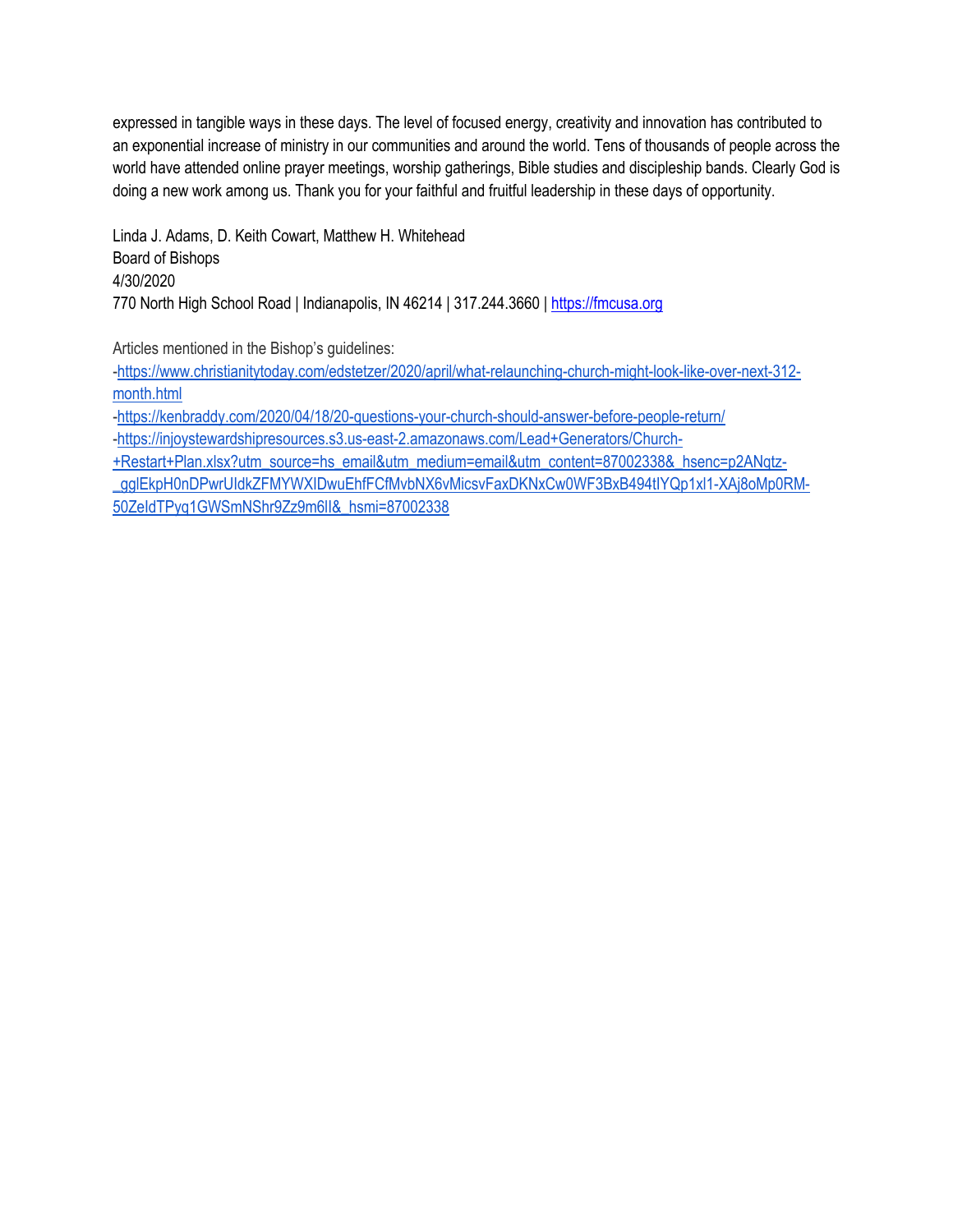expressed in tangible ways in these days. The level of focused energy, creativity and innovation has contributed to an exponential increase of ministry in our communities and around the world. Tens of thousands of people across the world have attended online prayer meetings, worship gatherings, Bible studies and discipleship bands. Clearly God is doing a new work among us. Thank you for your faithful and fruitful leadership in these days of opportunity.

Linda J. Adams, D. Keith Cowart, Matthew H. Whitehead
Board of Bishops
4/30/2020
770 North High School Road | Indianapolis, IN 46214 | 317.244.3660 | https://fmcusa.org

Articles mentioned in the Bishop's guidelines:
-https://www.christianitytoday.com/edstetzer/2020/april/what-relaunching-church-might-look-like-over-next-312-month.html
-https://kenbraddy.com/2020/04/18/20-questions-your-church-should-answer-before-people-return/
-https://injoystewardshipresources.s3.us-east-2.amazonaws.com/Lead+Generators/Church-+Restart+Plan.xlsx?utm_source=hs_email&utm_medium=email&utm_content=87002338&_hsenc=p2ANqtz-_gglEkpH0nDPwrUIdkZFMYWXIDwuEhfFCfMvbNX6vMicsvFaxDKNxCw0WF3BxB494tIYQp1xl1-XAj8oMp0RM-50ZeIdTPyq1GWSmNShr9Zz9m6lI&_hsmi=87002338